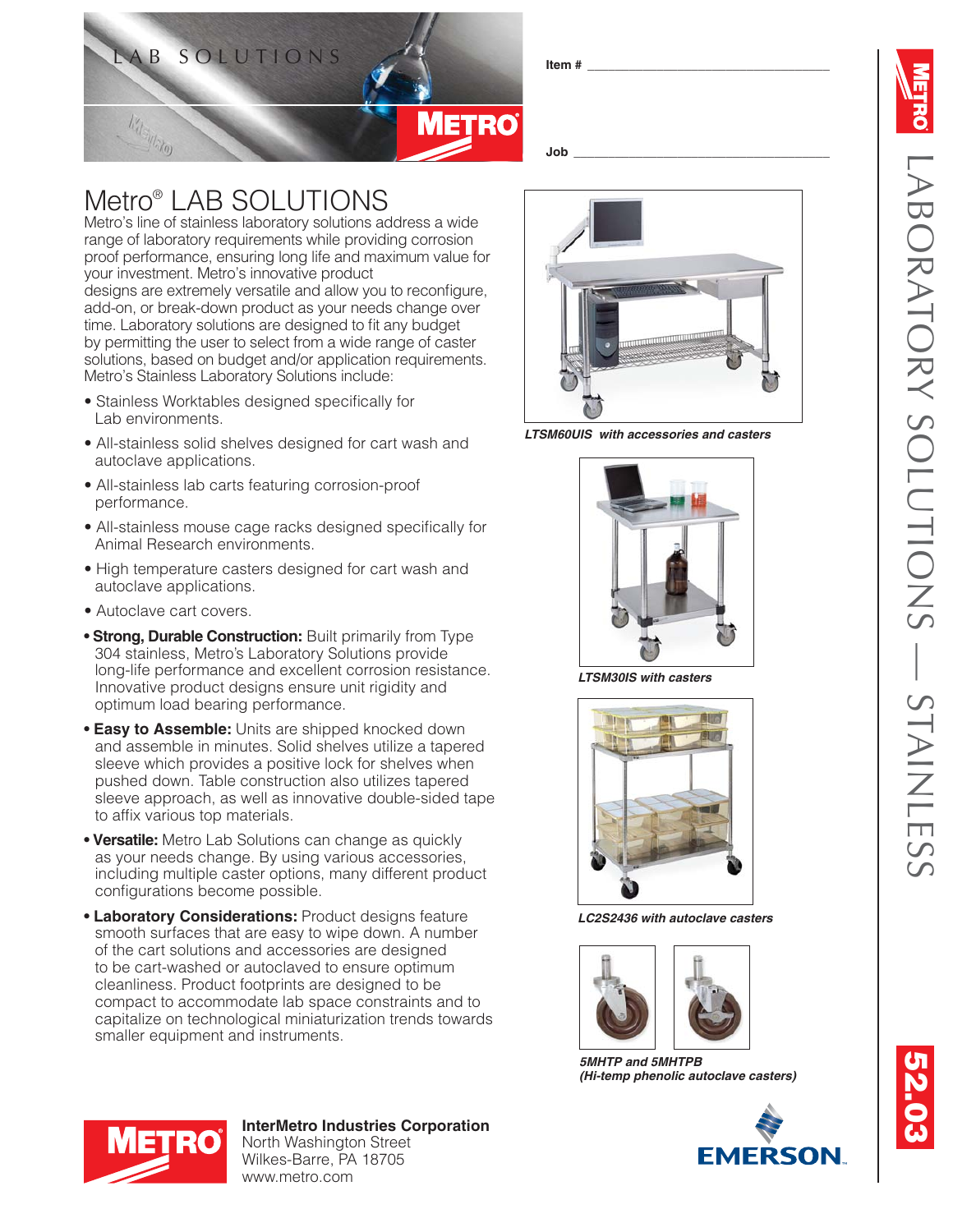LAB SOLUTIONS

Item # ___________________________________

Job ___________________________________

# Metro® LAB SOLUTIONS

Metro's line of stainless laboratory solutions address a wide range of laboratory requirements while providing corrosion proof performance, ensuring long life and maximum value for your investment. Metro's innovative product designs are extremely versatile and allow you to reconfigure, add-on, or break-down product as your needs change over time. Laboratory solutions are designed to fit any budget by permitting the user to select from a wide range of caster solutions, based on budget and/or application requirements. Metro's Stainless Laboratory Solutions include:

- Stainless Worktables designed specifically for Lab environments.
- All-stainless solid shelves designed for cart wash and autoclave applications.
- All-stainless lab carts featuring corrosion-proof performance.
- All-stainless mouse cage racks designed specifically for Animal Research environments.
- High temperature casters designed for cart wash and autoclave applications.
- Autoclave cart covers.
- **Strong, Durable Construction:** Built primarily from Type 304 stainless, Metro's Laboratory Solutions provide long-life performance and excellent corrosion resistance. Innovative product designs ensure unit rigidity and optimum load bearing performance.
- **Easy to Assemble:** Units are shipped knocked down and assemble in minutes. Solid shelves utilize a tapered sleeve which provides a positive lock for shelves when pushed down. Table construction also utilizes tapered sleeve approach, as well as innovative double-sided tape to affix various top materials.
- **Versatile:** Metro Lab Solutions can change as quickly as your needs change. By using various accessories, including multiple caster options, many different product configurations become possible.
- **Laboratory Considerations:** Product designs feature smooth surfaces that are easy to wipe down. A number of the cart solutions and accessories are designed to be cart-washed or autoclaved to ensure optimum cleanliness. Product footprints are designed to be compact to accommodate lab space constraints and to capitalize on technological miniaturization trends towards smaller equipment and instruments.

*LTSM60UIS with accessories and casters*

*LTSM30IS with casters*

*LC2S2436 with autoclave casters*

*5MHTP and 5MHTPB (Hi-temp phenolic autoclave casters)*

LABORATORY SOLUTIONS — STAINLESS

52.03

**InterMetro Industries Corporation**
North Washington Street
Wilkes-Barre, PA 18705
www.metro.com

EMERSON.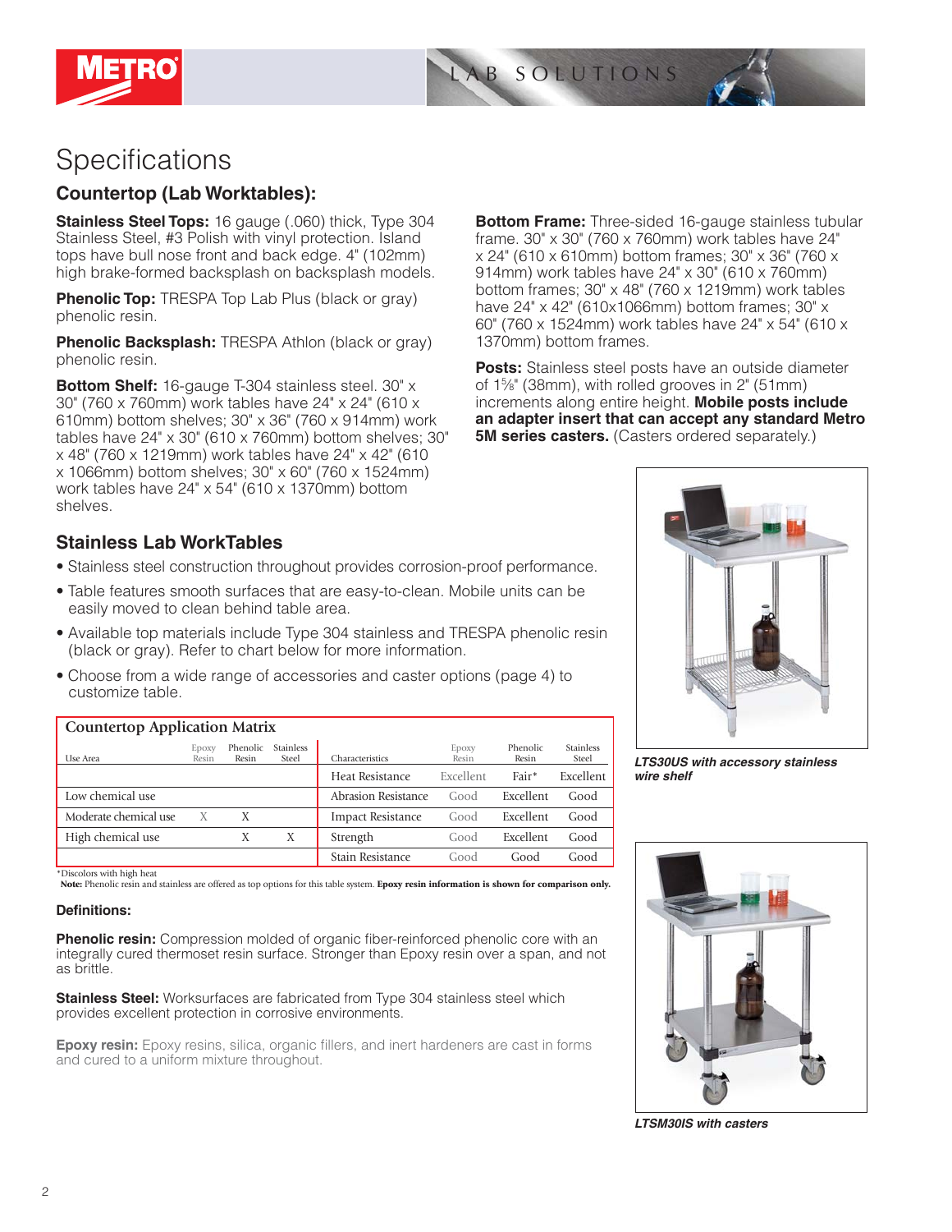# Specifications

## Countertop (Lab Worktables):

**Stainless Steel Tops:** 16 gauge (.060) thick, Type 304 Stainless Steel, #3 Polish with vinyl protection. Island tops have bull nose front and back edge. 4" (102mm) high brake-formed backsplash on backsplash models.

**Phenolic Top:** TRESPA Top Lab Plus (black or gray) phenolic resin.

**Phenolic Backsplash:** TRESPA Athlon (black or gray) phenolic resin.

**Bottom Shelf:** 16-gauge T-304 stainless steel. 30" x 30" (760 x 760mm) work tables have 24" x 24" (610 x 610mm) bottom shelves; 30" x 36" (760 x 914mm) work tables have 24" x 30" (610 x 760mm) bottom shelves; 30" x 48" (760 x 1219mm) work tables have 24" x 42" (610 x 1066mm) bottom shelves; 30" x 60" (760 x 1524mm) work tables have 24" x 54" (610 x 1370mm) bottom shelves.

**Bottom Frame:** Three-sided 16-gauge stainless tubular frame. 30" x 30" (760 x 760mm) work tables have 24" x 24" (610 x 610mm) bottom frames; 30" x 36" (760 x 914mm) work tables have 24" x 30" (610 x 760mm) bottom frames; 30" x 48" (760 x 1219mm) work tables have 24" x 42" (610x1066mm) bottom frames; 30" x 60" (760 x 1524mm) work tables have 24" x 54" (610 x 1370mm) bottom frames.

**Posts:** Stainless steel posts have an outside diameter of 1⅝" (38mm), with rolled grooves in 2" (51mm) increments along entire height. **Mobile posts include an adapter insert that can accept any standard Metro 5M series casters.** (Casters ordered separately.)

## Stainless Lab WorkTables

- Stainless steel construction throughout provides corrosion-proof performance.
- Table features smooth surfaces that are easy-to-clean. Mobile units can be easily moved to clean behind table area.
- Available top materials include Type 304 stainless and TRESPA phenolic resin (black or gray). Refer to chart below for more information.
- Choose from a wide range of accessories and caster options (page 4) to customize table.

*LTS30US with accessory stainless wire shelf*

*LTSM30IS with casters*

**Countertop Application Matrix**

| Use Area | Epoxy Resin | Phenolic Resin | Stainless Steel | Characteristics | Epoxy Resin | Phenolic Resin | Stainless Steel |
|---|---|---|---|---|---|---|---|
| | | | | Heat Resistance | Excellent | Fair* | Excellent |
| Low chemical use | | | | Abrasion Resistance | Good | Excellent | Good |
| Moderate chemical use | X | X | | Impact Resistance | Good | Excellent | Good |
| High chemical use | | X | X | Strength | Good | Excellent | Good |
| | | | | Stain Resistance | Good | Good | Good |

*Discolors with high heat

**Note:** Phenolic resin and stainless are offered as top options for this table system. **Epoxy resin information is shown for comparison only.**

#### Definitions:

**Phenolic resin:** Compression molded of organic fiber-reinforced phenolic core with an integrally cured thermoset resin surface. Stronger than Epoxy resin over a span, and not as brittle.

**Stainless Steel:** Worksurfaces are fabricated from Type 304 stainless steel which provides excellent protection in corrosive environments.

**Epoxy resin:** Epoxy resins, silica, organic fillers, and inert hardeners are cast in forms and cured to a uniform mixture throughout.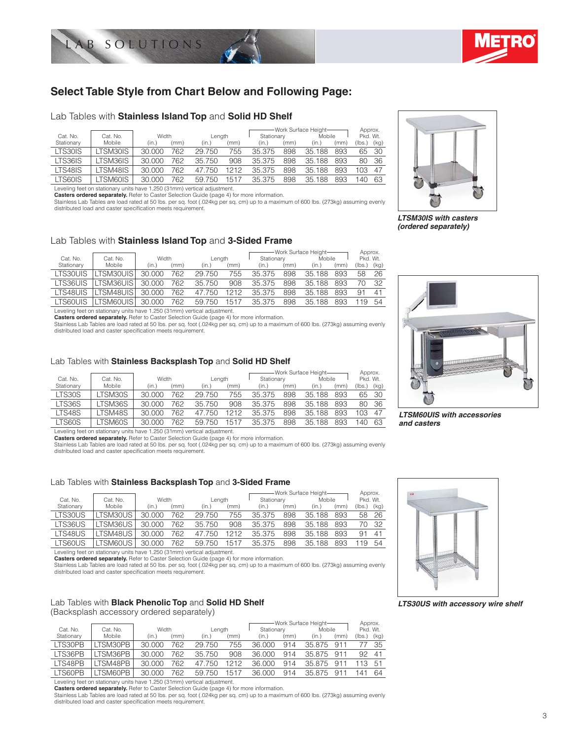## Select Table Style from Chart Below and Following Page:

### Lab Tables with **Stainless Island Top** and **Solid HD Shelf**

| Cat. No. Stationary | Cat. No. Mobile | Width (in.) | Width (mm) | Length (in.) | Length (mm) | Work Surface Height Stationary (in.) | Stationary (mm) | Mobile (in.) | Mobile (mm) | Approx. Pkd. Wt. (lbs.) | (kg) |
|---|---|---|---|---|---|---|---|---|---|---|---|
| LTS30IS | LTSM30IS | 30.000 | 762 | 29.750 | 755 | 35.375 | 898 | 35.188 | 893 | 65 | 30 |
| LTS36IS | LTSM36IS | 30.000 | 762 | 35.750 | 908 | 35.375 | 898 | 35.188 | 893 | 80 | 36 |
| LTS48IS | LTSM48IS | 30.000 | 762 | 47.750 | 1212 | 35.375 | 898 | 35.188 | 893 | 103 | 47 |
| LTS60IS | LTSM60IS | 30.000 | 762 | 59.750 | 1517 | 35.375 | 898 | 35.188 | 893 | 140 | 63 |

Leveling feet on stationary units have 1.250 (31mm) vertical adjustment.
**Casters ordered separately.** Refer to Caster Selection Guide (page 4) for more information.
Stainless Lab Tables are load rated at 50 lbs. per sq. foot (.024kg per sq. cm) up to a maximum of 600 lbs. (273kg) assuming evenly distributed load and caster specification meets requirement.

***LTSM30IS with casters (ordered separately)***

### Lab Tables with **Stainless Island Top** and **3-Sided Frame**

| Cat. No. Stationary | Cat. No. Mobile | Width (in.) | Width (mm) | Length (in.) | Length (mm) | Work Surface Height Stationary (in.) | Stationary (mm) | Mobile (in.) | Mobile (mm) | Approx. Pkd. Wt. (lbs.) | (kg) |
|---|---|---|---|---|---|---|---|---|---|---|---|
| LTS30UIS | LTSM30UIS | 30.000 | 762 | 29.750 | 755 | 35.375 | 898 | 35.188 | 893 | 58 | 26 |
| LTS36UIS | LTSM36UIS | 30.000 | 762 | 35.750 | 908 | 35.375 | 898 | 35.188 | 893 | 70 | 32 |
| LTS48UIS | LTSM48UIS | 30.000 | 762 | 47.750 | 1212 | 35.375 | 898 | 35.188 | 893 | 91 | 41 |
| LTS60UIS | LTSM60UIS | 30.000 | 762 | 59.750 | 1517 | 35.375 | 898 | 35.188 | 893 | 119 | 54 |

Leveling feet on stationary units have 1.250 (31mm) vertical adjustment.
**Casters ordered separately.** Refer to Caster Selection Guide (page 4) for more information.
Stainless Lab Tables are load rated at 50 lbs. per sq. foot (.024kg per sq. cm) up to a maximum of 600 lbs. (273kg) assuming evenly distributed load and caster specification meets requirement.

***LTSM60UIS with accessories and casters***

### Lab Tables with **Stainless Backsplash Top** and **Solid HD Shelf**

| Cat. No. Stationary | Cat. No. Mobile | Width (in.) | Width (mm) | Length (in.) | Length (mm) | Work Surface Height Stationary (in.) | Stationary (mm) | Mobile (in.) | Mobile (mm) | Approx. Pkd. Wt. (lbs.) | (kg) |
|---|---|---|---|---|---|---|---|---|---|---|---|
| LTS30S | LTSM30S | 30.000 | 762 | 29.750 | 755 | 35.375 | 898 | 35.188 | 893 | 65 | 30 |
| LTS36S | LTSM36S | 30.000 | 762 | 35.750 | 908 | 35.375 | 898 | 35.188 | 893 | 80 | 36 |
| LTS48S | LTSM48S | 30.000 | 762 | 47.750 | 1212 | 35.375 | 898 | 35.188 | 893 | 103 | 47 |
| LTS60S | LTSM60S | 30.000 | 762 | 59.750 | 1517 | 35.375 | 898 | 35.188 | 893 | 140 | 63 |

Leveling feet on stationary units have 1.250 (31mm) vertical adjustment.
**Casters ordered separately.** Refer to Caster Selection Guide (page 4) for more information.
Stainless Lab Tables are load rated at 50 lbs. per sq. foot (.024kg per sq. cm) up to a maximum of 600 lbs. (273kg) assuming evenly distributed load and caster specification meets requirement.

### Lab Tables with **Stainless Backsplash Top** and **3-Sided Frame**

| Cat. No. Stationary | Cat. No. Mobile | Width (in.) | Width (mm) | Length (in.) | Length (mm) | Work Surface Height Stationary (in.) | Stationary (mm) | Mobile (in.) | Mobile (mm) | Approx. Pkd. Wt. (lbs.) | (kg) |
|---|---|---|---|---|---|---|---|---|---|---|---|
| LTS30US | LTSM30US | 30.000 | 762 | 29.750 | 755 | 35.375 | 898 | 35.188 | 893 | 58 | 26 |
| LTS36US | LTSM36US | 30.000 | 762 | 35.750 | 908 | 35.375 | 898 | 35.188 | 893 | 70 | 32 |
| LTS48US | LTSM48US | 30.000 | 762 | 47.750 | 1212 | 35.375 | 898 | 35.188 | 893 | 91 | 41 |
| LTS60US | LTSM60US | 30.000 | 762 | 59.750 | 1517 | 35.375 | 898 | 35.188 | 893 | 119 | 54 |

Leveling feet on stationary units have 1.250 (31mm) vertical adjustment.
**Casters ordered separately.** Refer to Caster Selection Guide (page 4) for more information.
Stainless Lab Tables are load rated at 50 lbs. per sq. foot (.024kg per sq. cm) up to a maximum of 600 lbs. (273kg) assuming evenly distributed load and caster specification meets requirement.

***LTS30US with accessory wire shelf***

### Lab Tables with **Black Phenolic Top** and **Solid HD Shelf**
(Backsplash accessory ordered separately)

| Cat. No. Stationary | Cat. No. Mobile | Width (in.) | Width (mm) | Length (in.) | Length (mm) | Work Surface Height Stationary (in.) | Stationary (mm) | Mobile (in.) | Mobile (mm) | Approx. Pkd. Wt. (lbs.) | (kg) |
|---|---|---|---|---|---|---|---|---|---|---|---|
| LTS30PB | LTSM30PB | 30.000 | 762 | 29.750 | 755 | 36.000 | 914 | 35.875 | 911 | 77 | 35 |
| LTS36PB | LTSM36PB | 30.000 | 762 | 35.750 | 908 | 36.000 | 914 | 35.875 | 911 | 92 | 41 |
| LTS48PB | LTSM48PB | 30.000 | 762 | 47.750 | 1212 | 36.000 | 914 | 35.875 | 911 | 113 | 51 |
| LTS60PB | LTSM60PB | 30.000 | 762 | 59.750 | 1517 | 36.000 | 914 | 35.875 | 911 | 141 | 64 |

Leveling feet on stationary units have 1.250 (31mm) vertical adjustment.
**Casters ordered separately.** Refer to Caster Selection Guide (page 4) for more information.
Stainless Lab Tables are load rated at 50 lbs. per sq. foot (.024kg per sq. cm) up to a maximum of 600 lbs. (273kg) assuming evenly distributed load and caster specification meets requirement.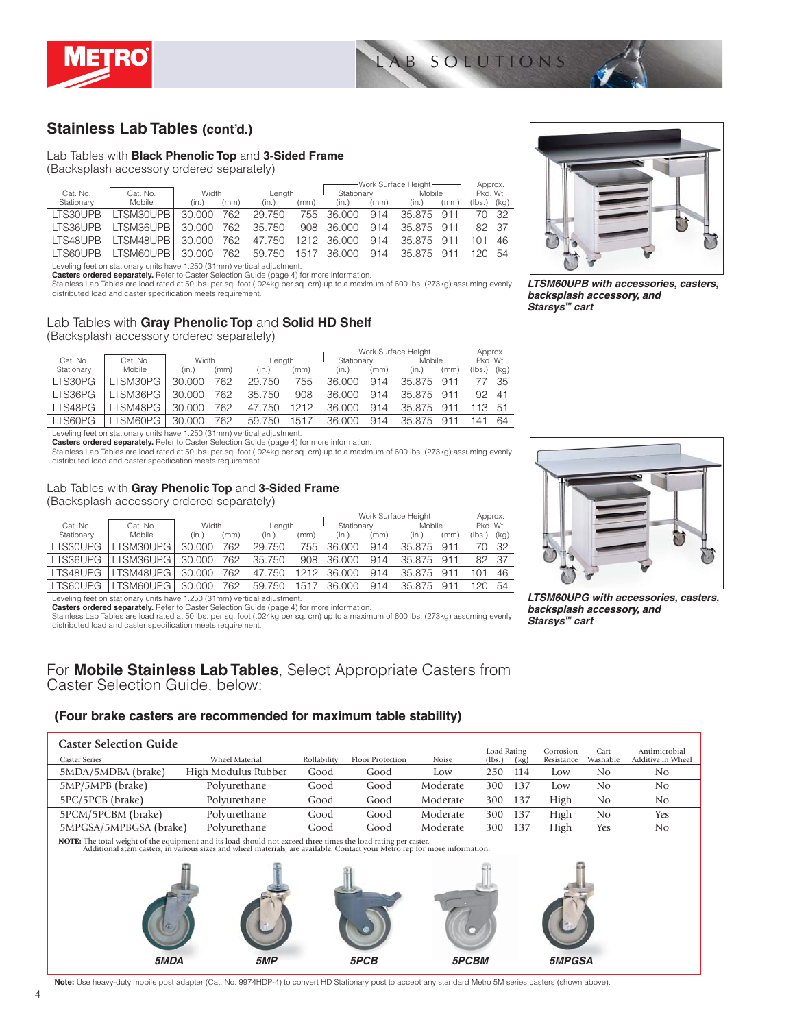## Stainless Lab Tables (cont'd.)

### Lab Tables with **Black Phenolic Top** and **3-Sided Frame**
(Backsplash accessory ordered separately)

| Cat. No. Stationary | Cat. No. Mobile | Width (in.) | Width (mm) | Length (in.) | Length (mm) | Work Surface Height Stationary (in.) | Work Surface Height Stationary (mm) | Work Surface Height Mobile (in.) | Work Surface Height Mobile (mm) | Approx. Pkd. Wt. (lbs.) | Approx. Pkd. Wt. (kg) |
|---|---|---|---|---|---|---|---|---|---|---|---|
| LTS30UPB | LTSM30UPB | 30.000 | 762 | 29.750 | 755 | 36.000 | 914 | 35.875 | 911 | 70 | 32 |
| LTS36UPB | LTSM36UPB | 30.000 | 762 | 35.750 | 908 | 36.000 | 914 | 35.875 | 911 | 82 | 37 |
| LTS48UPB | LTSM48UPB | 30.000 | 762 | 47.750 | 1212 | 36.000 | 914 | 35.875 | 911 | 101 | 46 |
| LTS60UPB | LTSM60UPB | 30.000 | 762 | 59.750 | 1517 | 36.000 | 914 | 35.875 | 911 | 120 | 54 |

Leveling feet on stationary units have 1.250 (31mm) vertical adjustment.
**Casters ordered separately.** Refer to Caster Selection Guide (page 4) for more information.
Stainless Lab Tables are load rated at 50 lbs. per sq. foot (.024kg per sq. cm) up to a maximum of 600 lbs. (273kg) assuming evenly distributed load and caster specification meets requirement.

***LTSM60UPB with accessories, casters, backsplash accessory, and Starsys™ cart***

### Lab Tables with **Gray Phenolic Top** and **Solid HD Shelf**
(Backsplash accessory ordered separately)

| Cat. No. Stationary | Cat. No. Mobile | Width (in.) | Width (mm) | Length (in.) | Length (mm) | Work Surface Height Stationary (in.) | Work Surface Height Stationary (mm) | Work Surface Height Mobile (in.) | Work Surface Height Mobile (mm) | Approx. Pkd. Wt. (lbs.) | Approx. Pkd. Wt. (kg) |
|---|---|---|---|---|---|---|---|---|---|---|---|
| LTS30PG | LTSM30PG | 30.000 | 762 | 29.750 | 755 | 36.000 | 914 | 35.875 | 911 | 77 | 35 |
| LTS36PG | LTSM36PG | 30.000 | 762 | 35.750 | 908 | 36.000 | 914 | 35.875 | 911 | 92 | 41 |
| LTS48PG | LTSM48PG | 30.000 | 762 | 47.750 | 1212 | 36.000 | 914 | 35.875 | 911 | 113 | 51 |
| LTS60PG | LTSM60PG | 30.000 | 762 | 59.750 | 1517 | 36.000 | 914 | 35.875 | 911 | 141 | 64 |

Leveling feet on stationary units have 1.250 (31mm) vertical adjustment.
**Casters ordered separately.** Refer to Caster Selection Guide (page 4) for more information.
Stainless Lab Tables are load rated at 50 lbs. per sq. foot (.024kg per sq. cm) up to a maximum of 600 lbs. (273kg) assuming evenly distributed load and caster specification meets requirement.

### Lab Tables with **Gray Phenolic Top** and **3-Sided Frame**
(Backsplash accessory ordered separately)

| Cat. No. Stationary | Cat. No. Mobile | Width (in.) | Width (mm) | Length (in.) | Length (mm) | Work Surface Height Stationary (in.) | Work Surface Height Stationary (mm) | Work Surface Height Mobile (in.) | Work Surface Height Mobile (mm) | Approx. Pkd. Wt. (lbs.) | Approx. Pkd. Wt. (kg) |
|---|---|---|---|---|---|---|---|---|---|---|---|
| LTS30UPG | LTSM30UPG | 30.000 | 762 | 29.750 | 755 | 36.000 | 914 | 35.875 | 911 | 70 | 32 |
| LTS36UPG | LTSM36UPG | 30.000 | 762 | 35.750 | 908 | 36.000 | 914 | 35.875 | 911 | 82 | 37 |
| LTS48UPG | LTSM48UPG | 30.000 | 762 | 47.750 | 1212 | 36.000 | 914 | 35.875 | 911 | 101 | 46 |
| LTS60UPG | LTSM60UPG | 30.000 | 762 | 59.750 | 1517 | 36.000 | 914 | 35.875 | 911 | 120 | 54 |

Leveling feet on stationary units have 1.250 (31mm) vertical adjustment.
**Casters ordered separately.** Refer to Caster Selection Guide (page 4) for more information.
Stainless Lab Tables are load rated at 50 lbs. per sq. foot (.024kg per sq. cm) up to a maximum of 600 lbs. (273kg) assuming evenly distributed load and caster specification meets requirement.

***LTSM60UPG with accessories, casters, backsplash accessory, and Starsys™ cart***

## For **Mobile Stainless Lab Tables**, Select Appropriate Casters from Caster Selection Guide, below:

**(Four brake casters are recommended for maximum table stability)**

### Caster Selection Guide

| Caster Series | Wheel Material | Rollability | Floor Protection | Noise | Load Rating (lbs.) | Load Rating (kg) | Corrosion Resistance | Cart Washable | Antimicrobial Additive in Wheel |
|---|---|---|---|---|---|---|---|---|---|
| 5MDA/5MDBA (brake) | High Modulus Rubber | Good | Good | Low | 250 | 114 | Low | No | No |
| 5MP/5MPB (brake) | Polyurethane | Good | Good | Moderate | 300 | 137 | Low | No | No |
| 5PC/5PCB (brake) | Polyurethane | Good | Good | Moderate | 300 | 137 | High | No | No |
| 5PCM/5PCBM (brake) | Polyurethane | Good | Good | Moderate | 300 | 137 | High | No | Yes |
| 5MPGSA/5MPBGSA (brake) | Polyurethane | Good | Good | Moderate | 300 | 137 | High | Yes | No |

**NOTE:** The total weight of the equipment and its load should not exceed three times the load rating per caster.
Additional stem casters, in various sizes and wheel materials, are available. Contact your Metro rep for more information.

***5MDA*** ***5MP*** ***5PCB*** ***5PCBM*** ***5MPGSA***

**Note:** Use heavy-duty mobile post adapter (Cat. No. 9974HDP-4) to convert HD Stationary post to accept any standard Metro 5M series casters (shown above).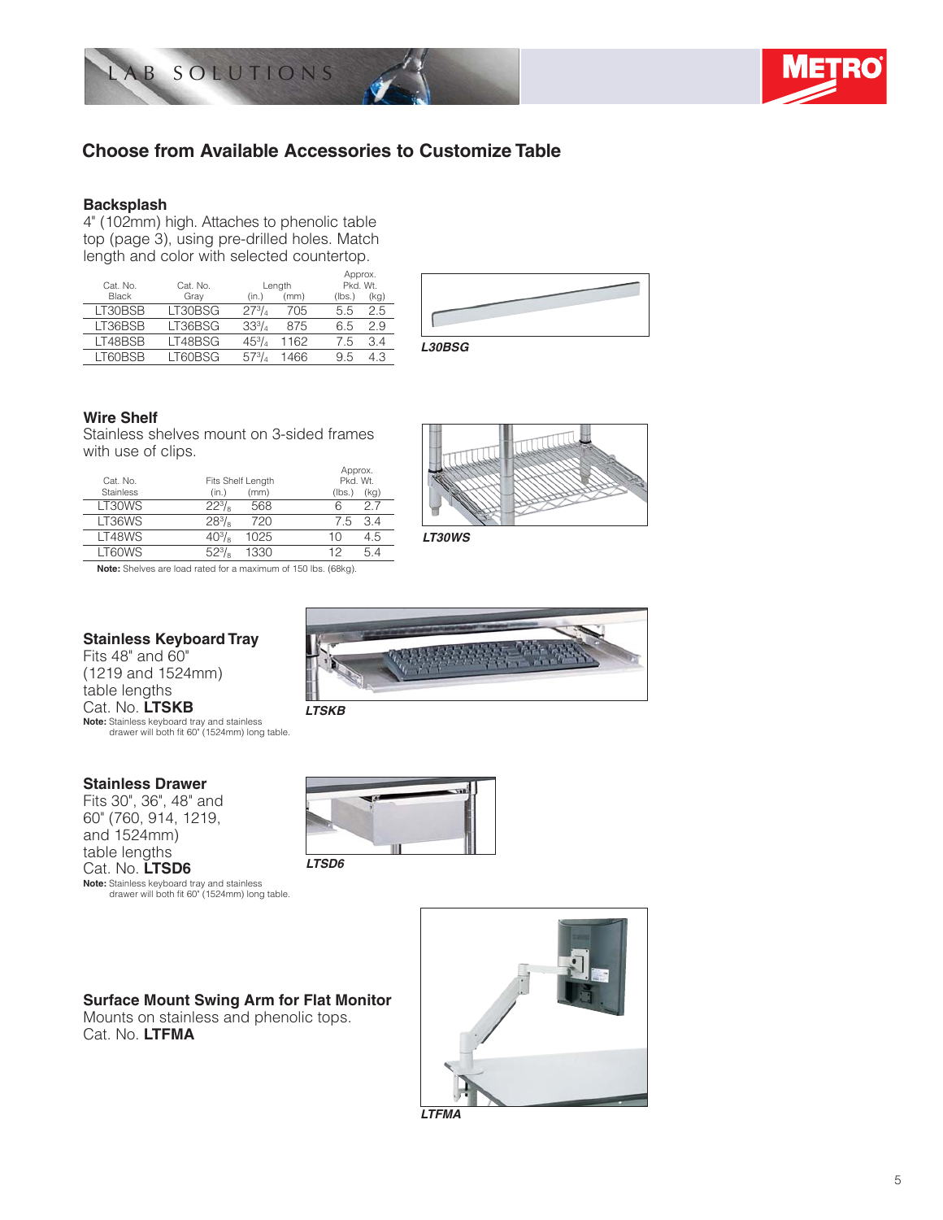## Choose from Available Accessories to Customize Table

### Backsplash

4" (102mm) high. Attaches to phenolic table top (page 3), using pre-drilled holes. Match length and color with selected countertop.

| Cat. No. Black | Cat. No. Gray | Length (in.) | Length (mm) | Approx. Pkd. Wt. (lbs.) | Approx. Pkd. Wt. (kg) |
|---|---|---|---|---|---|
| LT30BSB | LT30BSG | 27³/₄ | 705 | 5.5 | 2.5 |
| LT36BSB | LT36BSG | 33³/₄ | 875 | 6.5 | 2.9 |
| LT48BSB | LT48BSG | 45³/₄ | 1162 | 7.5 | 3.4 |
| LT60BSB | LT60BSG | 57³/₄ | 1466 | 9.5 | 4.3 |

*L30BSG*

### Wire Shelf

Stainless shelves mount on 3-sided frames with use of clips.

| Cat. No. Stainless | Fits Shelf Length (in.) | Fits Shelf Length (mm) | Approx. Pkd. Wt. (lbs.) | Approx. Pkd. Wt. (kg) |
|---|---|---|---|---|
| LT30WS | 22³/₈ | 568 | 6 | 2.7 |
| LT36WS | 28³/₈ | 720 | 7.5 | 3.4 |
| LT48WS | 40³/₈ | 1025 | 10 | 4.5 |
| LT60WS | 52³/₈ | 1330 | 12 | 5.4 |

**Note:** Shelves are load rated for a maximum of 150 lbs. (68kg).

*LT30WS*

### Stainless Keyboard Tray

Fits 48" and 60" (1219 and 1524mm) table lengths
Cat. No. **LTSKB**

**Note:** Stainless keyboard tray and stainless drawer will both fit 60" (1524mm) long table.

*LTSKB*

### Stainless Drawer

Fits 30", 36", 48" and 60" (760, 914, 1219, and 1524mm) table lengths
Cat. No. **LTSD6**

**Note:** Stainless keyboard tray and stainless drawer will both fit 60" (1524mm) long table.

*LTSD6*

### Surface Mount Swing Arm for Flat Monitor

Mounts on stainless and phenolic tops.
Cat. No. **LTFMA**

*LTFMA*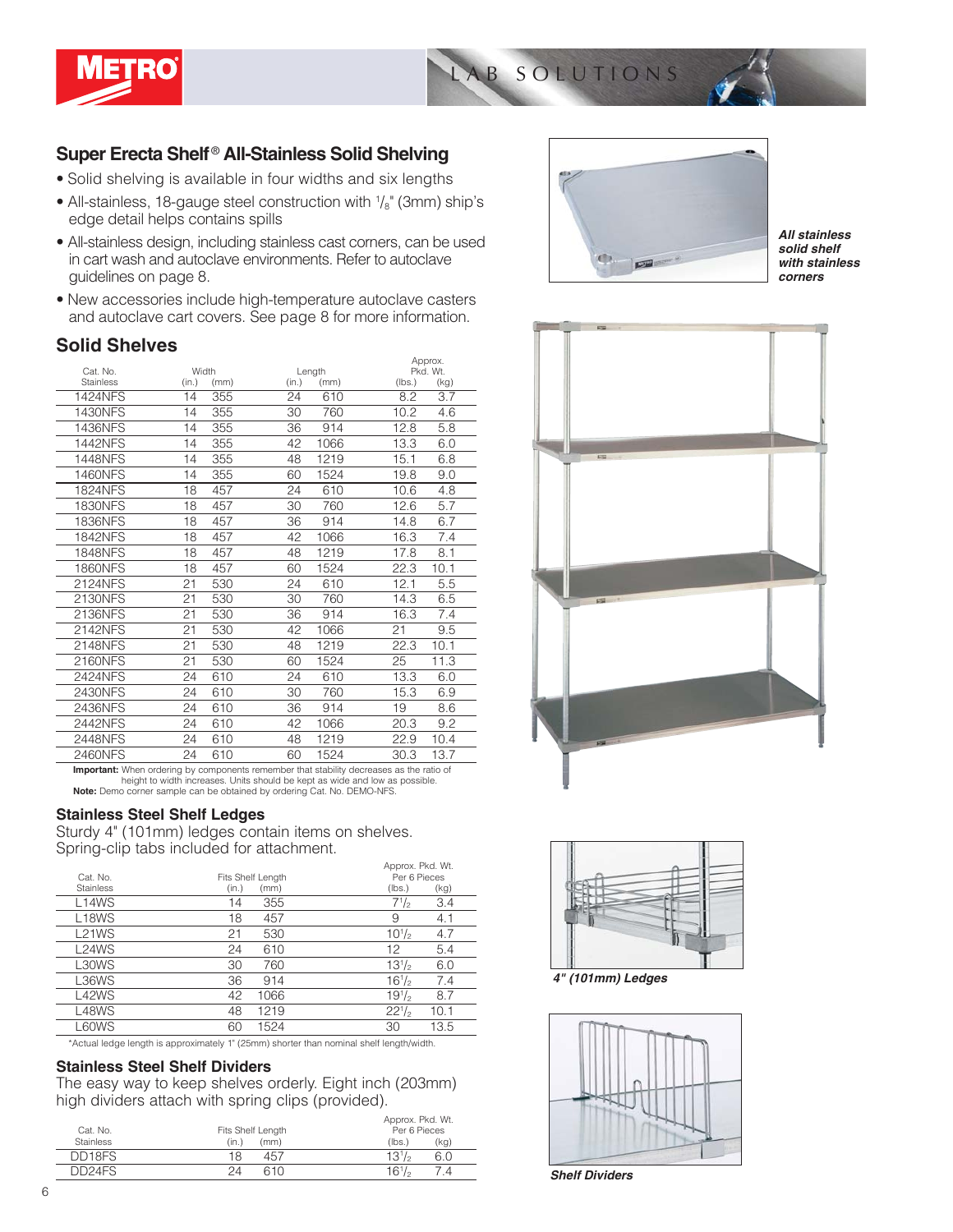## Super Erecta Shelf® All-Stainless Solid Shelving

- Solid shelving is available in four widths and six lengths
- All-stainless, 18-gauge steel construction with 1/8" (3mm) ship's edge detail helps contains spills
- All-stainless design, including stainless cast corners, can be used in cart wash and autoclave environments. Refer to autoclave guidelines on page 8.
- New accessories include high-temperature autoclave casters and autoclave cart covers. See page 8 for more information.

***All stainless solid shelf with stainless corners***

## Solid Shelves

| Cat. No. Stainless | Width (in.) | Width (mm) | Length (in.) | Length (mm) | Approx. Pkd. Wt. (lbs.) | Approx. Pkd. Wt. (kg) |
|---|---|---|---|---|---|---|
| 1424NFS | 14 | 355 | 24 | 610 | 8.2 | 3.7 |
| 1430NFS | 14 | 355 | 30 | 760 | 10.2 | 4.6 |
| 1436NFS | 14 | 355 | 36 | 914 | 12.8 | 5.8 |
| 1442NFS | 14 | 355 | 42 | 1066 | 13.3 | 6.0 |
| 1448NFS | 14 | 355 | 48 | 1219 | 15.1 | 6.8 |
| 1460NFS | 14 | 355 | 60 | 1524 | 19.8 | 9.0 |
| 1824NFS | 18 | 457 | 24 | 610 | 10.6 | 4.8 |
| 1830NFS | 18 | 457 | 30 | 760 | 12.6 | 5.7 |
| 1836NFS | 18 | 457 | 36 | 914 | 14.8 | 6.7 |
| 1842NFS | 18 | 457 | 42 | 1066 | 16.3 | 7.4 |
| 1848NFS | 18 | 457 | 48 | 1219 | 17.8 | 8.1 |
| 1860NFS | 18 | 457 | 60 | 1524 | 22.3 | 10.1 |
| 2124NFS | 21 | 530 | 24 | 610 | 12.1 | 5.5 |
| 2130NFS | 21 | 530 | 30 | 760 | 14.3 | 6.5 |
| 2136NFS | 21 | 530 | 36 | 914 | 16.3 | 7.4 |
| 2142NFS | 21 | 530 | 42 | 1066 | 21 | 9.5 |
| 2148NFS | 21 | 530 | 48 | 1219 | 22.3 | 10.1 |
| 2160NFS | 21 | 530 | 60 | 1524 | 25 | 11.3 |
| 2424NFS | 24 | 610 | 24 | 610 | 13.3 | 6.0 |
| 2430NFS | 24 | 610 | 30 | 760 | 15.3 | 6.9 |
| 2436NFS | 24 | 610 | 36 | 914 | 19 | 8.6 |
| 2442NFS | 24 | 610 | 42 | 1066 | 20.3 | 9.2 |
| 2448NFS | 24 | 610 | 48 | 1219 | 22.9 | 10.4 |
| 2460NFS | 24 | 610 | 60 | 1524 | 30.3 | 13.7 |

**Important:** When ordering by components remember that stability decreases as the ratio of height to width increases. Units should be kept as wide and low as possible.
**Note:** Demo corner sample can be obtained by ordering Cat. No. DEMO-NFS.

### Stainless Steel Shelf Ledges

Sturdy 4" (101mm) ledges contain items on shelves. Spring-clip tabs included for attachment.

| Cat. No. Stainless | Fits Shelf Length (in.) | Fits Shelf Length (mm) | Approx. Pkd. Wt. Per 6 Pieces (lbs.) | Approx. Pkd. Wt. Per 6 Pieces (kg) |
|---|---|---|---|---|
| L14WS | 14 | 355 | 7 1/2 | 3.4 |
| L18WS | 18 | 457 | 9 | 4.1 |
| L21WS | 21 | 530 | 10 1/2 | 4.7 |
| L24WS | 24 | 610 | 12 | 5.4 |
| L30WS | 30 | 760 | 13 1/2 | 6.0 |
| L36WS | 36 | 914 | 16 1/2 | 7.4 |
| L42WS | 42 | 1066 | 19 1/2 | 8.7 |
| L48WS | 48 | 1219 | 22 1/2 | 10.1 |
| L60WS | 60 | 1524 | 30 | 13.5 |

*Actual ledge length is approximately 1" (25mm) shorter than nominal shelf length/width.

***4" (101mm) Ledges***

### Stainless Steel Shelf Dividers

The easy way to keep shelves orderly. Eight inch (203mm) high dividers attach with spring clips (provided).

| Cat. No. Stainless | Fits Shelf Length (in.) | Fits Shelf Length (mm) | Approx. Pkd. Wt. Per 6 Pieces (lbs.) | Approx. Pkd. Wt. Per 6 Pieces (kg) |
|---|---|---|---|---|
| DD18FS | 18 | 457 | 13 1/2 | 6.0 |
| DD24FS | 24 | 610 | 16 1/2 | 7.4 |

***Shelf Dividers***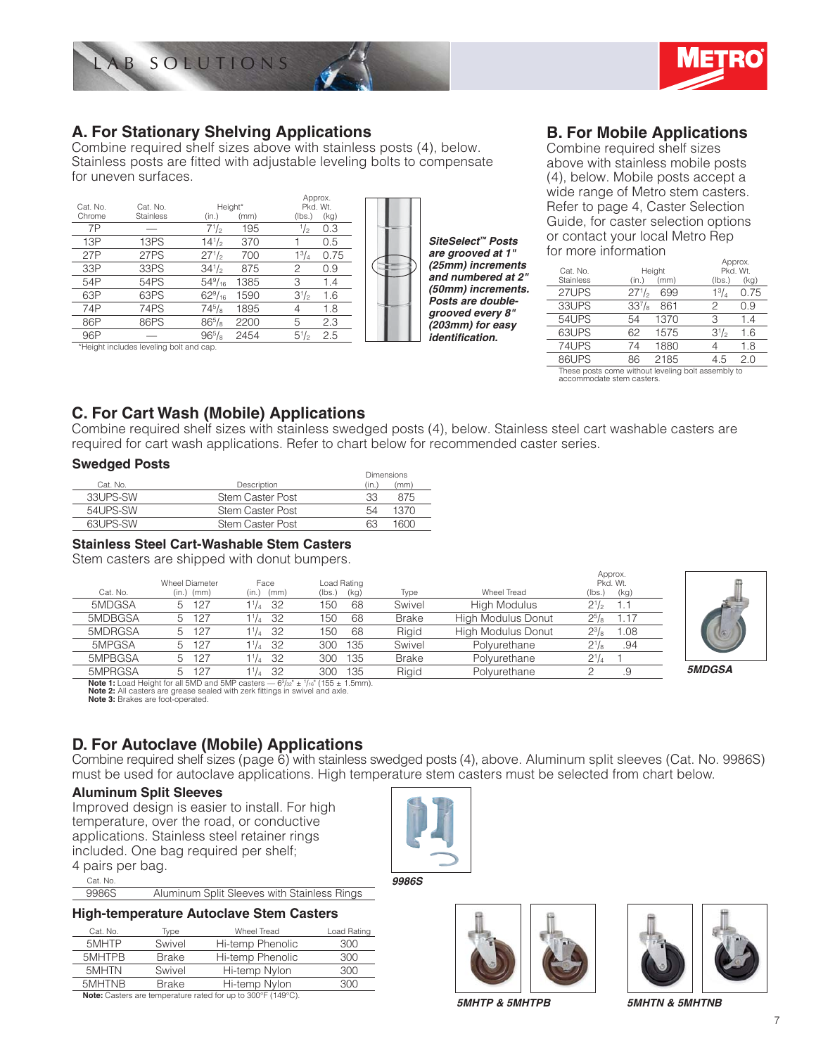## A. For Stationary Shelving Applications

Combine required shelf sizes above with stainless posts (4), below. Stainless posts are fitted with adjustable leveling bolts to compensate for uneven surfaces.

| Cat. No. Chrome | Cat. No. Stainless | Height* (in.) | (mm) | Approx. Pkd. Wt. (lbs.) | (kg) |
|---|---|---|---|---|---|
| 7P | — | 7 1/2 | 195 | 1/2 | 0.3 |
| 13P | 13PS | 14 1/2 | 370 | 1 | 0.5 |
| 27P | 27PS | 27 1/2 | 700 | 1 3/4 | 0.75 |
| 33P | 33PS | 34 1/2 | 875 | 2 | 0.9 |
| 54P | 54PS | 54 9/16 | 1385 | 3 | 1.4 |
| 63P | 63PS | 62 9/16 | 1590 | 3 1/2 | 1.6 |
| 74P | 74PS | 74 5/8 | 1895 | 4 | 1.8 |
| 86P | 86PS | 86 5/8 | 2200 | 5 | 2.3 |
| 96P | — | 96 5/8 | 2454 | 5 1/2 | 2.5 |

*Height includes leveling bolt and cap.

***SiteSelect™ Posts are grooved at 1" (25mm) increments and numbered at 2" (50mm) increments. Posts are double-grooved every 8" (203mm) for easy identification.***

## B. For Mobile Applications

Combine required shelf sizes above with stainless mobile posts (4), below. Mobile posts accept a wide range of Metro stem casters. Refer to page 4, Caster Selection Guide, for caster selection options or contact your local Metro Rep for more information

| Cat. No. Stainless | Height (in.) | (mm) | Approx. Pkd. Wt. (lbs.) | (kg) |
|---|---|---|---|---|
| 27UPS | 27 1/2 | 699 | 1 3/4 | 0.75 |
| 33UPS | 33 7/8 | 861 | 2 | 0.9 |
| 54UPS | 54 | 1370 | 3 | 1.4 |
| 63UPS | 62 | 1575 | 3 1/2 | 1.6 |
| 74UPS | 74 | 1880 | 4 | 1.8 |
| 86UPS | 86 | 2185 | 4.5 | 2.0 |

These posts come without leveling bolt assembly to accommodate stem casters.

## C. For Cart Wash (Mobile) Applications

Combine required shelf sizes with stainless swedged posts (4), below. Stainless steel cart washable casters are required for cart wash applications. Refer to chart below for recommended caster series.

### Swedged Posts

| Cat. No. | Description | Dimensions (in.) | (mm) |
|---|---|---|---|
| 33UPS-SW | Stem Caster Post | 33 | 875 |
| 54UPS-SW | Stem Caster Post | 54 | 1370 |
| 63UPS-SW | Stem Caster Post | 63 | 1600 |

### Stainless Steel Cart-Washable Stem Casters

Stem casters are shipped with donut bumpers.

| Cat. No. | Wheel Diameter (in.) | (mm) | Face (in.) | (mm) | Load Rating (lbs.) | (kg) | Type | Wheel Tread | Approx. Pkd. Wt. (lbs.) | (kg) |
|---|---|---|---|---|---|---|---|---|---|---|
| 5MDGSA | 5 | 127 | 1 1/4 | 32 | 150 | 68 | Swivel | High Modulus | 2 1/2 | 1.1 |
| 5MDBGSA | 5 | 127 | 1 1/4 | 32 | 150 | 68 | Brake | High Modulus Donut | 2 5/8 | 1.17 |
| 5MDRGSA | 5 | 127 | 1 1/4 | 32 | 150 | 68 | Rigid | High Modulus Donut | 2 3/8 | 1.08 |
| 5MPGSA | 5 | 127 | 1 1/4 | 32 | 300 | 135 | Swivel | Polyurethane | 2 1/8 | .94 |
| 5MPBGSA | 5 | 127 | 1 1/4 | 32 | 300 | 135 | Brake | Polyurethane | 2 1/4 | 1 |
| 5MPRGSA | 5 | 127 | 1 1/4 | 32 | 300 | 135 | Rigid | Polyurethane | 2 | .9 |

**Note 1:** Load Height for all 5MD and 5MP casters — 6 3/32" ± 1/16" (155 ± 1.5mm).
**Note 2:** All casters are grease sealed with zerk fittings in swivel and axle.
**Note 3:** Brakes are foot-operated.

***5MDGSA***

## D. For Autoclave (Mobile) Applications

Combine required shelf sizes (page 6) with stainless swedged posts (4), above. Aluminum split sleeves (Cat. No. 9986S) must be used for autoclave applications. High temperature stem casters must be selected from chart below.

### Aluminum Split Sleeves

Improved design is easier to install. For high temperature, over the road, or conductive applications. Stainless steel retainer rings included. One bag required per shelf; 4 pairs per bag.

| Cat. No. | |
|---|---|
| 9986S | Aluminum Split Sleeves with Stainless Rings |

***9986S***

### High-temperature Autoclave Stem Casters

| Cat. No. | Type | Wheel Tread | Load Rating |
|---|---|---|---|
| 5MHTP | Swivel | Hi-temp Phenolic | 300 |
| 5MHTPB | Brake | Hi-temp Phenolic | 300 |
| 5MHTN | Swivel | Hi-temp Nylon | 300 |
| 5MHTNB | Brake | Hi-temp Nylon | 300 |

**Note:** Casters are temperature rated for up to 300°F (149°C).

***5MHTP & 5MHTPB***

***5MHTN & 5MHTNB***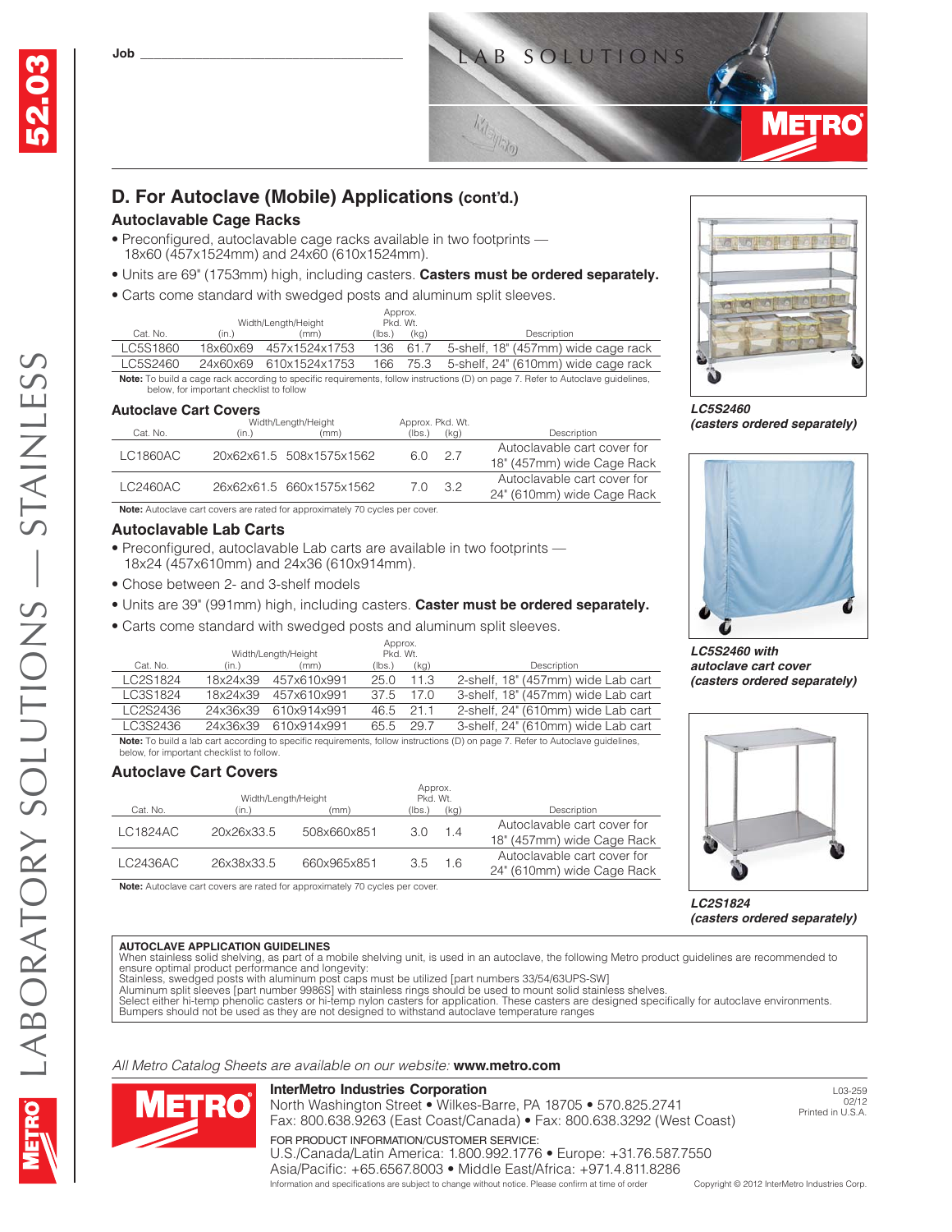Job ______________________________

# D. For Autoclave (Mobile) Applications (cont'd.)

## Autoclavable Cage Racks

- Preconfigured, autoclavable cage racks available in two footprints — 18x60 (457x1524mm) and 24x60 (610x1524mm).
- Units are 69" (1753mm) high, including casters. **Casters must be ordered separately.**
- Carts come standard with swedged posts and aluminum split sleeves.

| Cat. No. | Width/Length/Height (in.) | (mm) | Approx. Pkd. Wt. (lbs.) | (kg) | Description |
|---|---|---|---|---|---|
| LC5S1860 | 18x60x69 | 457x1524x1753 | 136 | 61.7 | 5-shelf, 18" (457mm) wide cage rack |
| LC5S2460 | 24x60x69 | 610x1524x1753 | 166 | 75.3 | 5-shelf, 24" (610mm) wide cage rack |

**Note:** To build a cage rack according to specific requirements, follow instructions (D) on page 7. Refer to Autoclave guidelines, below, for important checklist to follow

## Autoclave Cart Covers

| Cat. No. | Width/Length/Height (in.) | (mm) | Approx. Pkd. Wt. (lbs.) | (kg) | Description |
|---|---|---|---|---|---|
| LC1860AC | 20x62x61.5 | 508x1575x1562 | 6.0 | 2.7 | Autoclavable cart cover for 18" (457mm) wide Cage Rack |
| LC2460AC | 26x62x61.5 | 660x1575x1562 | 7.0 | 3.2 | Autoclavable cart cover for 24" (610mm) wide Cage Rack |

**Note:** Autoclave cart covers are rated for approximately 70 cycles per cover.

## Autoclavable Lab Carts

- Preconfigured, autoclavable Lab carts are available in two footprints — 18x24 (457x610mm) and 24x36 (610x914mm).
- Chose between 2- and 3-shelf models
- Units are 39" (991mm) high, including casters. **Caster must be ordered separately.**
- Carts come standard with swedged posts and aluminum split sleeves.

| Cat. No. | Width/Length/Height (in.) | (mm) | Approx. Pkd. Wt. (lbs.) | (kg) | Description |
|---|---|---|---|---|---|
| LC2S1824 | 18x24x39 | 457x610x991 | 25.0 | 11.3 | 2-shelf, 18" (457mm) wide Lab cart |
| LC3S1824 | 18x24x39 | 457x610x991 | 37.5 | 17.0 | 3-shelf, 18" (457mm) wide Lab cart |
| LC2S2436 | 24x36x39 | 610x914x991 | 46.5 | 21.1 | 2-shelf, 24" (610mm) wide Lab cart |
| LC3S2436 | 24x36x39 | 610x914x991 | 65.5 | 29.7 | 3-shelf, 24" (610mm) wide Lab cart |

**Note:** To build a lab cart according to specific requirements, follow instructions (D) on page 7. Refer to Autoclave guidelines, below, for important checklist to follow.

## Autoclave Cart Covers

| Cat. No. | Width/Length/Height (in.) | (mm) | Approx. Pkd. Wt. (lbs.) | (kg) | Description |
|---|---|---|---|---|---|
| LC1824AC | 20x26x33.5 | 508x660x851 | 3.0 | 1.4 | Autoclavable cart cover for 18" (457mm) wide Cage Rack |
| LC2436AC | 26x38x33.5 | 660x965x851 | 3.5 | 1.6 | Autoclavable cart cover for 24" (610mm) wide Cage Rack |

**Note:** Autoclave cart covers are rated for approximately 70 cycles per cover.

***LC5S2460 (casters ordered separately)***

***LC5S2460 with autoclave cart cover (casters ordered separately)***

***LC2S1824 (casters ordered separately)***

**AUTOCLAVE APPLICATION GUIDELINES**

When stainless solid shelving, as part of a mobile shelving unit, is used in an autoclave, the following Metro product guidelines are recommended to ensure optimal product performance and longevity:
Stainless, swedged posts with aluminum post caps must be utilized [part numbers 33/54/63UPS-SW]
Aluminum split sleeves [part number 9986S] with stainless rings should be used to mount solid stainless shelves.
Select either hi-temp phenolic casters or hi-temp nylon casters for application. These casters are designed specifically for autoclave environments.
Bumpers should not be used as they are not designed to withstand autoclave temperature ranges

*All Metro Catalog Sheets are available on our website:* **www.metro.com**

**InterMetro Industries Corporation**
North Washington Street • Wilkes-Barre, PA 18705 • 570.825.2741
Fax: 800.638.9263 (East Coast/Canada) • Fax: 800.638.3292 (West Coast)
FOR PRODUCT INFORMATION/CUSTOMER SERVICE:
U.S./Canada/Latin America: 1.800.992.1776 • Europe: +31.76.587.7550
Asia/Pacific: +65.6567.8003 • Middle East/Africa: +971.4.811.8286
Information and specifications are subject to change without notice. Please confirm at time of order

L03-259
02/12
Printed in U.S.A.

Copyright © 2012 InterMetro Industries Corp.